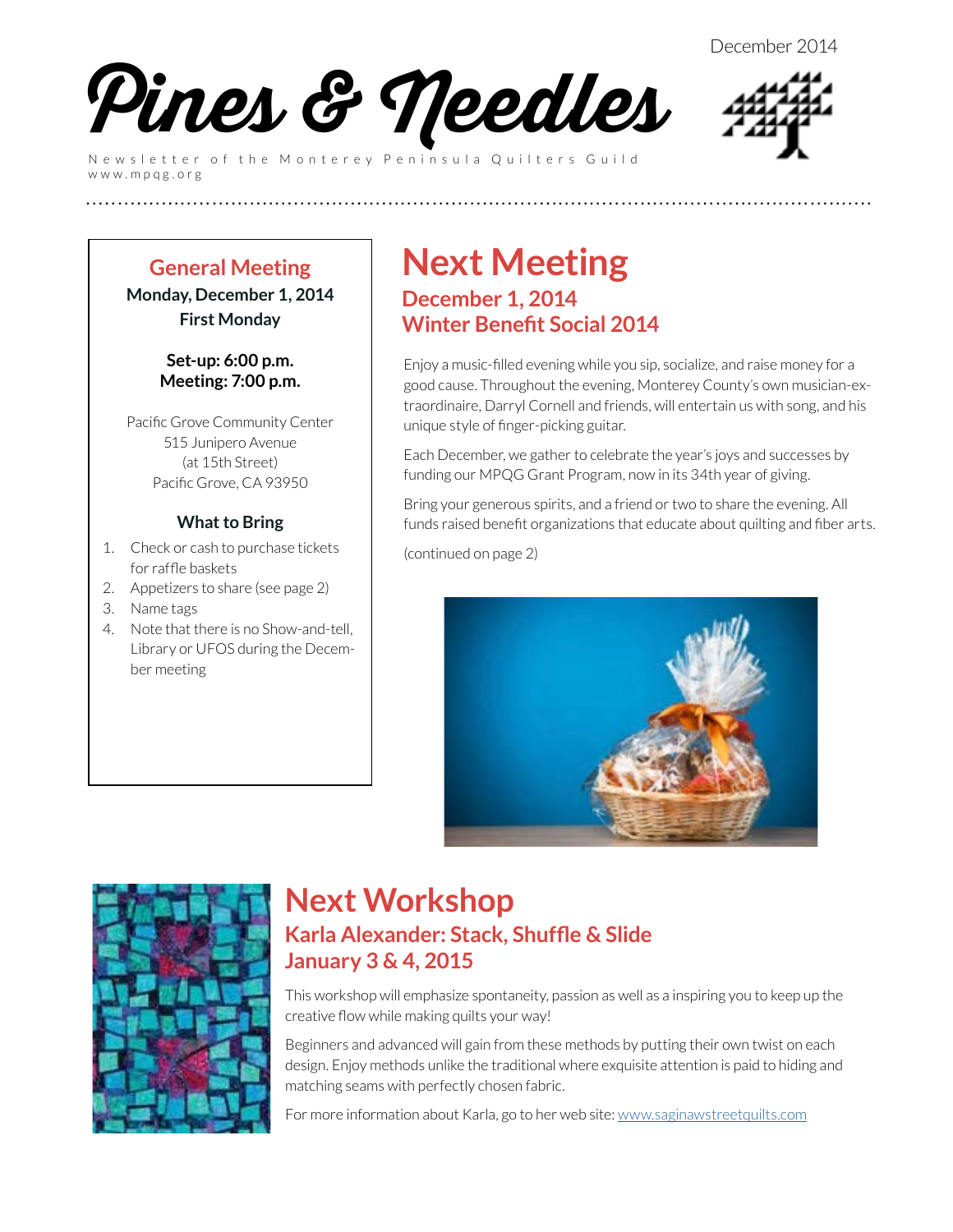December 2014

# Pines & Needles

Newsletter of the Monterey Peninsula Quilters Guild
www.mpqg.org

## General Meeting

**Monday, December 1, 2014**
**First Monday**

**Set-up: 6:00 p.m.**
**Meeting: 7:00 p.m.**

Pacific Grove Community Center
515 Junipero Avenue
(at 15th Street)
Pacific Grove, CA 93950

### What to Bring

1. Check or cash to purchase tickets for raffle baskets
2. Appetizers to share (see page 2)
3. Name tags
4. Note that there is no Show-and-tell, Library or UFOS during the December meeting

# Next Meeting

## December 1, 2014
## Winter Benefit Social 2014

Enjoy a music-filled evening while you sip, socialize, and raise money for a good cause. Throughout the evening, Monterey County's own musician-extraordinaire, Darryl Cornell and friends, will entertain us with song, and his unique style of finger-picking guitar.

Each December, we gather to celebrate the year's joys and successes by funding our MPQG Grant Program, now in its 34th year of giving.

Bring your generous spirits, and a friend or two to share the evening. All funds raised benefit organizations that educate about quilting and fiber arts.

(continued on page 2)

# Next Workshop

## Karla Alexander: Stack, Shuffle & Slide
## January 3 & 4, 2015

This workshop will emphasize spontaneity, passion as well as a inspiring you to keep up the creative flow while making quilts your way!

Beginners and advanced will gain from these methods by putting their own twist on each design. Enjoy methods unlike the traditional where exquisite attention is paid to hiding and matching seams with perfectly chosen fabric.

For more information about Karla, go to her web site: www.saginawstreetquilts.com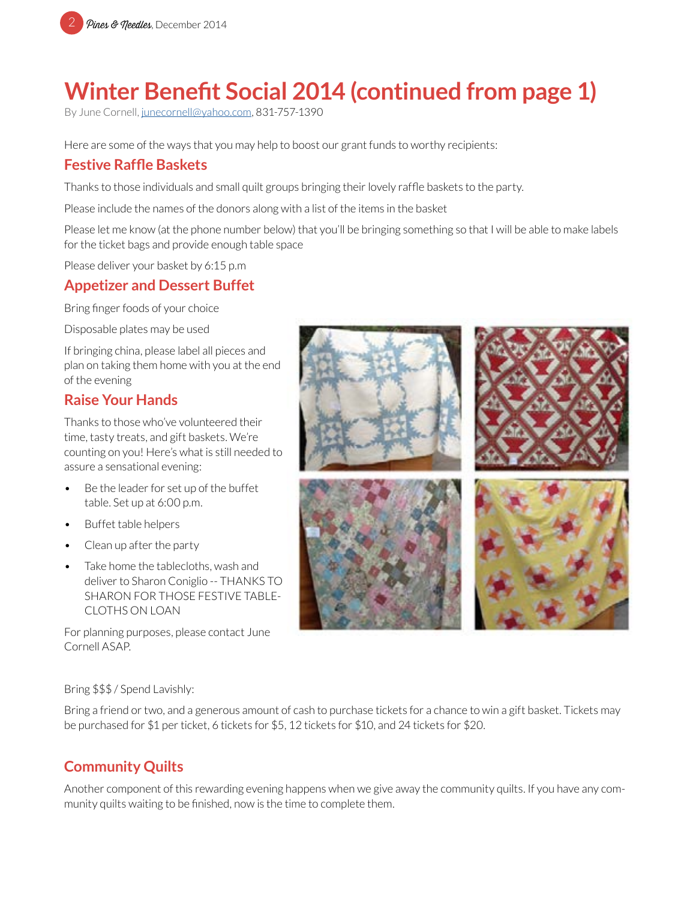# Winter Benefit Social 2014 (continued from page 1)

By June Cornell, junecornell@yahoo.com, 831-757-1390

Here are some of the ways that you may help to boost our grant funds to worthy recipients:

## Festive Raffle Baskets

Thanks to those individuals and small quilt groups bringing their lovely raffle baskets to the party.

Please include the names of the donors along with a list of the items in the basket

Please let me know (at the phone number below) that you'll be bringing something so that I will be able to make labels for the ticket bags and provide enough table space

Please deliver your basket by 6:15 p.m

## Appetizer and Dessert Buffet

Bring finger foods of your choice

Disposable plates may be used

If bringing china, please label all pieces and plan on taking them home with you at the end of the evening

## Raise Your Hands

Thanks to those who've volunteered their time, tasty treats, and gift baskets. We're counting on you! Here's what is still needed to assure a sensational evening:

- Be the leader for set up of the buffet table. Set up at 6:00 p.m.
- Buffet table helpers
- Clean up after the party
- Take home the tablecloths, wash and deliver to Sharon Coniglio -- THANKS TO SHARON FOR THOSE FESTIVE TABLE-CLOTHS ON LOAN

For planning purposes, please contact June Cornell ASAP.

Bring $$$ / Spend Lavishly:

Bring a friend or two, and a generous amount of cash to purchase tickets for a chance to win a gift basket. Tickets may be purchased for $1 per ticket, 6 tickets for $5, 12 tickets for $10, and 24 tickets for $20.

## Community Quilts

Another component of this rewarding evening happens when we give away the community quilts. If you have any community quilts waiting to be finished, now is the time to complete them.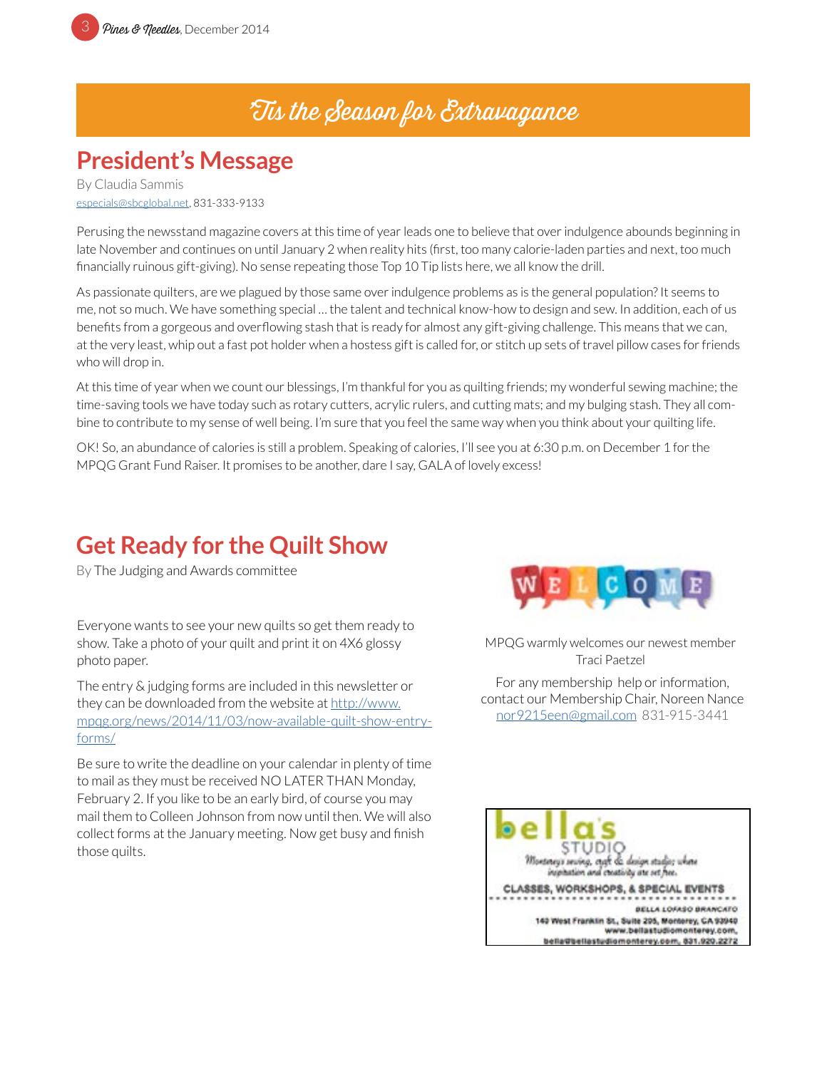# 'Tis the Season for Extravagance

## President's Message

By Claudia Sammis

especials@sbcglobal.net, 831-333-9133

Perusing the newsstand magazine covers at this time of year leads one to believe that over indulgence abounds beginning in late November and continues on until January 2 when reality hits (first, too many calorie-laden parties and next, too much financially ruinous gift-giving). No sense repeating those Top 10 Tip lists here, we all know the drill.

As passionate quilters, are we plagued by those same over indulgence problems as is the general population? It seems to me, not so much. We have something special ... the talent and technical know-how to design and sew. In addition, each of us benefits from a gorgeous and overflowing stash that is ready for almost any gift-giving challenge. This means that we can, at the very least, whip out a fast pot holder when a hostess gift is called for, or stitch up sets of travel pillow cases for friends who will drop in.

At this time of year when we count our blessings, I'm thankful for you as quilting friends; my wonderful sewing machine; the time-saving tools we have today such as rotary cutters, acrylic rulers, and cutting mats; and my bulging stash. They all combine to contribute to my sense of well being. I'm sure that you feel the same way when you think about your quilting life.

OK! So, an abundance of calories is still a problem. Speaking of calories, I'll see you at 6:30 p.m. on December 1 for the MPQG Grant Fund Raiser. It promises to be another, dare I say, GALA of lovely excess!

## Get Ready for the Quilt Show

By The Judging and Awards committee

Everyone wants to see your new quilts so get them ready to show. Take a photo of your quilt and print it on 4X6 glossy photo paper.

The entry & judging forms are included in this newsletter or they can be downloaded from the website at http://www.mpqg.org/news/2014/11/03/now-available-quilt-show-entry-forms/

Be sure to write the deadline on your calendar in plenty of time to mail as they must be received NO LATER THAN Monday, February 2. If you like to be an early bird, of course you may mail them to Colleen Johnson from now until then. We will also collect forms at the January meeting. Now get busy and finish those quilts.

WELCOME

MPQG warmly welcomes our newest member Traci Paetzel

For any membership help or information, contact our Membership Chair, Noreen Nance nor9215een@gmail.com 831-915-3441

bella's STUDIO

Monterey's sewing, craft & design studio; where inspiration and creativity are set free.

CLASSES, WORKSHOPS, & SPECIAL EVENTS

BELLA LOFASO BRANCATO

140 West Franklin St., Suite 205, Monterey, CA 93940

www.bellastudiomonterey.com,

bella@bellastudiomonterey.com, 831.920.2272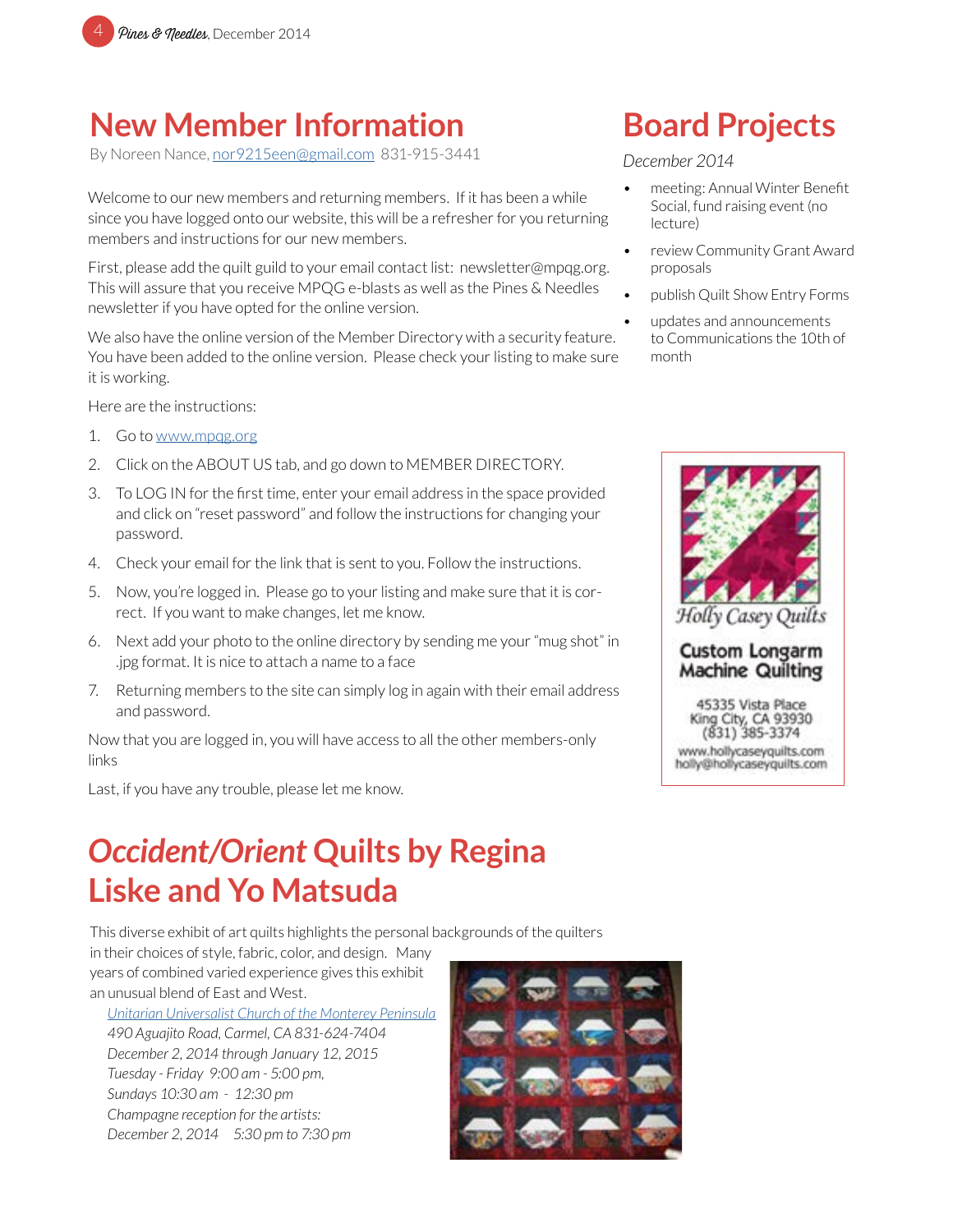# New Member Information

By Noreen Nance, nor9215een@gmail.com 831-915-3441

Welcome to our new members and returning members. If it has been a while since you have logged onto our website, this will be a refresher for you returning members and instructions for our new members.

First, please add the quilt guild to your email contact list: newsletter@mpqg.org. This will assure that you receive MPQG e-blasts as well as the Pines & Needles newsletter if you have opted for the online version.

We also have the online version of the Member Directory with a security feature. You have been added to the online version. Please check your listing to make sure it is working.

Here are the instructions:

1. Go to www.mpqg.org
2. Click on the ABOUT US tab, and go down to MEMBER DIRECTORY.
3. To LOG IN for the first time, enter your email address in the space provided and click on "reset password" and follow the instructions for changing your password.
4. Check your email for the link that is sent to you. Follow the instructions.
5. Now, you're logged in. Please go to your listing and make sure that it is correct. If you want to make changes, let me know.
6. Next add your photo to the online directory by sending me your "mug shot" in .jpg format. It is nice to attach a name to a face
7. Returning members to the site can simply log in again with their email address and password.

Now that you are logged in, you will have access to all the other members-only links

Last, if you have any trouble, please let me know.

# Board Projects

*December 2014*

- meeting: Annual Winter Benefit Social, fund raising event (no lecture)
- review Community Grant Award proposals
- publish Quilt Show Entry Forms
- updates and announcements to Communications the 10th of month

Holly Casey Quilts

Custom Longarm Machine Quilting

45335 Vista Place
King City, CA 93930
(831) 385-3374
www.hollycaseyquilts.com
holly@hollycaseyquilts.com

# *Occident/Orient* Quilts by Regina Liske and Yo Matsuda

This diverse exhibit of art quilts highlights the personal backgrounds of the quilters in their choices of style, fabric, color, and design. Many years of combined varied experience gives this exhibit an unusual blend of East and West.

*Unitarian Universalist Church of the Monterey Peninsula*
*490 Aguajito Road, Carmel, CA 831-624-7404*
*December 2, 2014 through January 12, 2015*
*Tuesday - Friday 9:00 am - 5:00 pm,*
*Sundays 10:30 am - 12:30 pm*
*Champagne reception for the artists:*
*December 2, 2014 5:30 pm to 7:30 pm*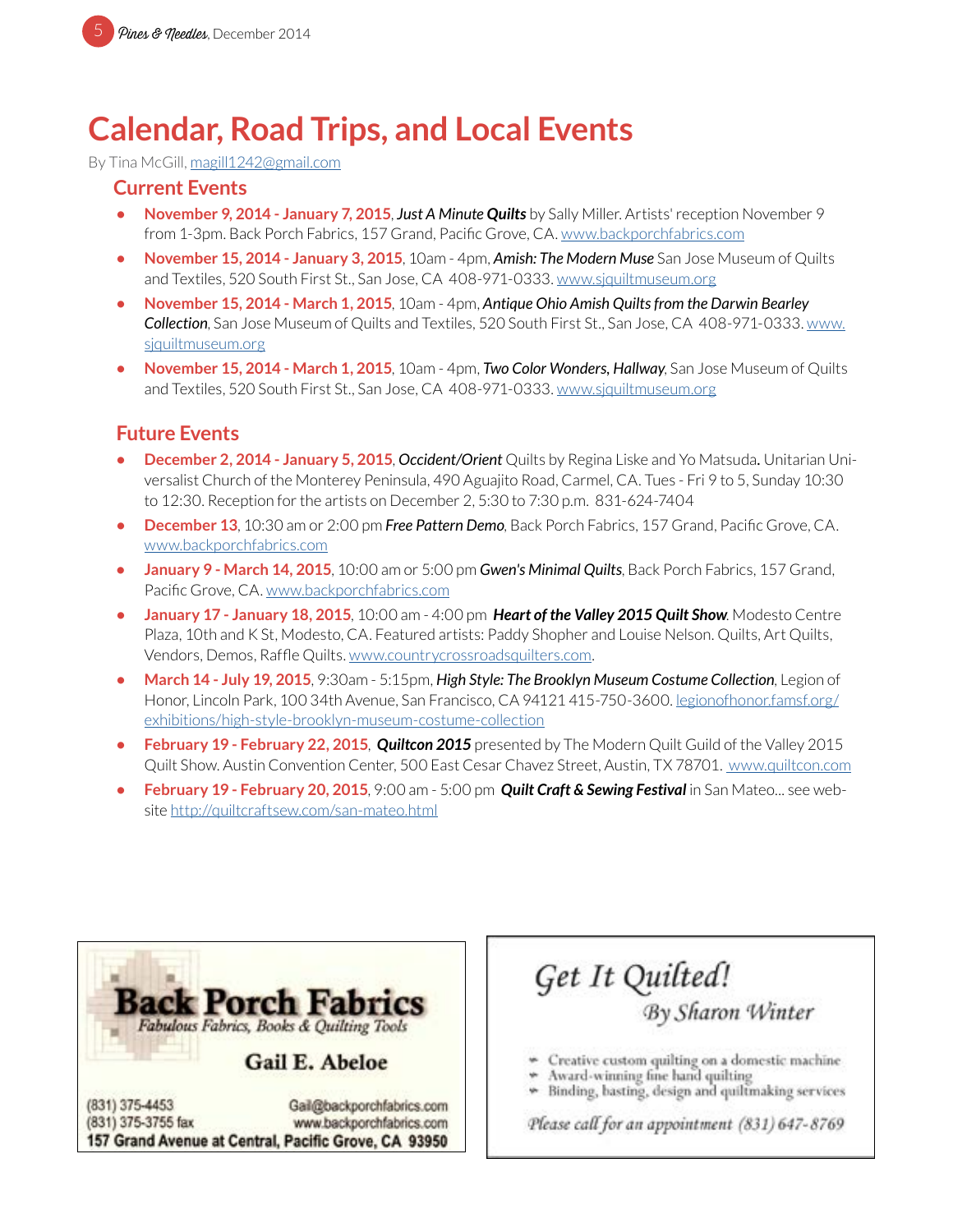# Calendar, Road Trips, and Local Events

By Tina McGill, magill1242@gmail.com

## Current Events

- **November 9, 2014 - January 7, 2015**, ***Just A Minute Quilts*** by Sally Miller. Artists' reception November 9 from 1-3pm. Back Porch Fabrics, 157 Grand, Pacific Grove, CA. www.backporchfabrics.com
- **November 15, 2014 - January 3, 2015**, 10am - 4pm, ***Amish: The Modern Muse*** San Jose Museum of Quilts and Textiles, 520 South First St., San Jose, CA 408-971-0333. www.sjquiltmuseum.org
- **November 15, 2014 - March 1, 2015**, 10am - 4pm, ***Antique Ohio Amish Quilts from the Darwin Bearley Collection***, San Jose Museum of Quilts and Textiles, 520 South First St., San Jose, CA 408-971-0333. www.sjquiltmuseum.org
- **November 15, 2014 - March 1, 2015**, 10am - 4pm, ***Two Color Wonders, Hallway***, San Jose Museum of Quilts and Textiles, 520 South First St., San Jose, CA 408-971-0333. www.sjquiltmuseum.org

## Future Events

- **December 2, 2014 - January 5, 2015**, ***Occident/Orient*** Quilts by Regina Liske and Yo Matsuda**.** Unitarian Universalist Church of the Monterey Peninsula, 490 Aguajito Road, Carmel, CA. Tues - Fri 9 to 5, Sunday 10:30 to 12:30. Reception for the artists on December 2, 5:30 to 7:30 p.m. 831-624-7404
- **December 13**, 10:30 am or 2:00 pm ***Free Pattern Demo***, Back Porch Fabrics, 157 Grand, Pacific Grove, CA. www.backporchfabrics.com
- **January 9 - March 14, 2015**, 10:00 am or 5:00 pm ***Gwen's Minimal Quilts***, Back Porch Fabrics, 157 Grand, Pacific Grove, CA. www.backporchfabrics.com
- **January 17 - January 18, 2015**, 10:00 am - 4:00 pm ***Heart of the Valley 2015 Quilt Show***. Modesto Centre Plaza, 10th and K St, Modesto, CA. Featured artists: Paddy Shopher and Louise Nelson. Quilts, Art Quilts, Vendors, Demos, Raffle Quilts. www.countrycrossroadsquilters.com.
- **March 14 - July 19, 2015**, 9:30am - 5:15pm, ***High Style: The Brooklyn Museum Costume Collection***, Legion of Honor, Lincoln Park, 100 34th Avenue, San Francisco, CA 94121 415-750-3600. legionofhonor.famsf.org/exhibitions/high-style-brooklyn-museum-costume-collection
- **February 19 - February 22, 2015**, ***Quiltcon 2015*** presented by The Modern Quilt Guild of the Valley 2015 Quilt Show. Austin Convention Center, 500 East Cesar Chavez Street, Austin, TX 78701. www.quiltcon.com
- **February 19 - February 20, 2015**, 9:00 am - 5:00 pm ***Quilt Craft & Sewing Festival*** in San Mateo... see website http://quiltcraftsew.com/san-mateo.html

---

**Back Porch Fabrics**
*Fabulous Fabrics, Books & Quilting Tools*

**Gail E. Abeloe**

(831) 375-4453 Gail@backporchfabrics.com
(831) 375-3755 fax www.backporchfabrics.com
**157 Grand Avenue at Central, Pacific Grove, CA 93950**

---

*Get It Quilted!*
*By Sharon Winter*

- Creative custom quilting on a domestic machine
- Award-winning fine hand quilting
- Binding, basting, design and quiltmaking services

*Please call for an appointment (831) 647-8769*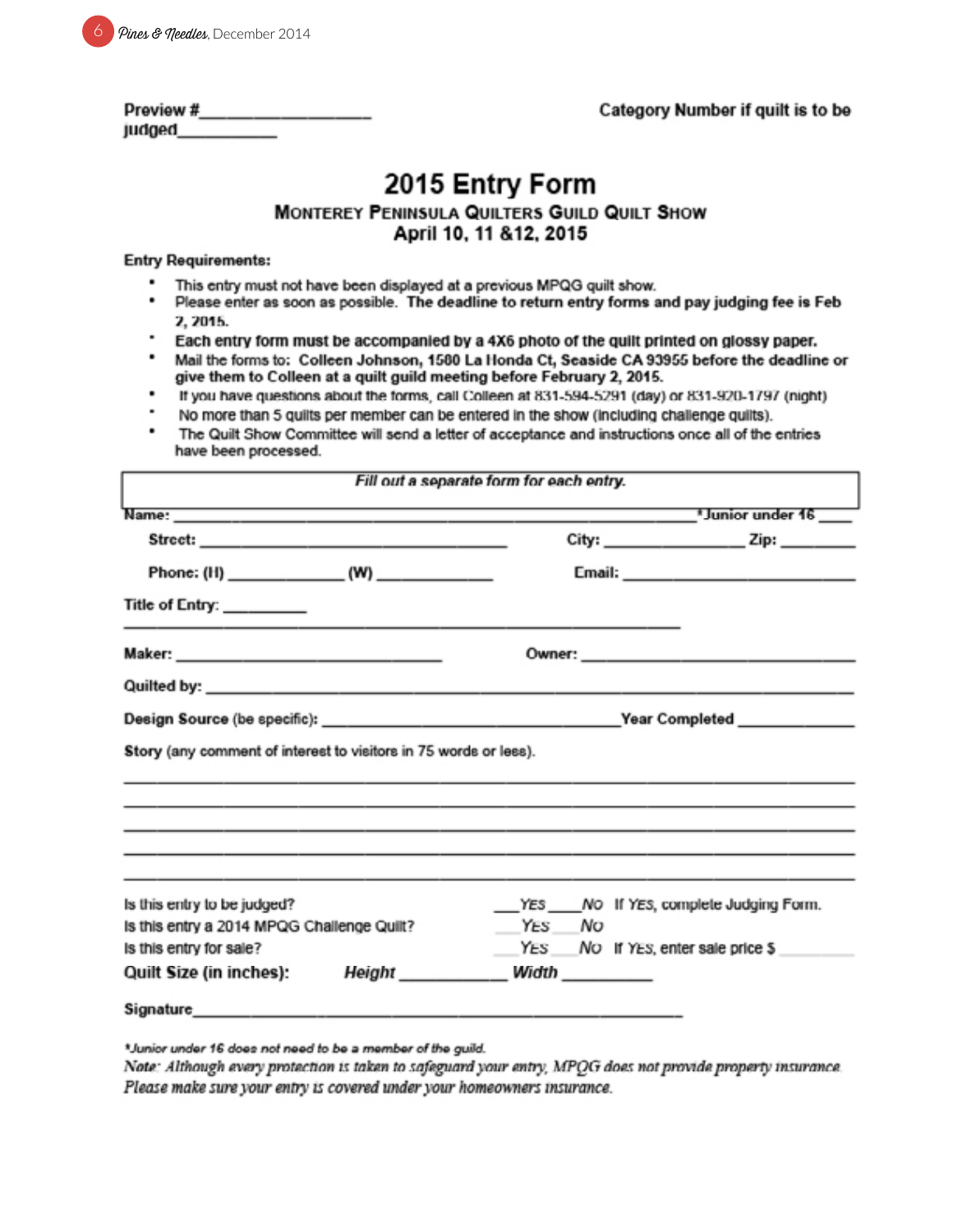Preview #__________________ &nbsp;&nbsp;&nbsp;&nbsp;&nbsp;&nbsp;&nbsp;&nbsp;&nbsp;&nbsp;&nbsp;&nbsp; Category Number if quilt is to be judged___________

# 2015 Entry Form

## Monterey Peninsula Quilters Guild Quilt Show
### April 10, 11 &12, 2015

**Entry Requirements:**

- This entry must not have been displayed at a previous MPQG quilt show.
- Please enter as soon as possible. **The deadline to return entry forms and pay judging fee is Feb 7, 2015.**
- **Each entry form must be accompanied by a 4X6 photo of the quilt printed on glossy paper.**
- Mail the forms to: **Colleen Johnson, 1500 La Honda Ct, Seaside CA 93955 before the deadline or give them to Colleen at a quilt guild meeting before February 2, 2015.**
- If you have questions about the forms, call Colleen at 831-594-5291 (day) or 831-920-1797 (night)
- No more than 5 quilts per member can be entered in the show (including challenge quilts).
- The Quilt Show Committee will send a letter of acceptance and instructions once all of the entries have been processed.

***Fill out a separate form for each entry.***

**Name:** ______________________________________________ ***Junior under 16** ____

**Street:** ______________________________ **City:** ______________ **Zip:** ________

**Phone: (H)** ____________ **(W)** ____________ **Email:** ________________________

**Title of Entry:** _________

______________________________________________________________

**Maker:** ___________________________ **Owner:** ___________________________

**Quilted by:** ____________________________________________________________

**Design Source** (be specific): ______________________________ **Year Completed** ___________

**Story** (any comment of interest to visitors in 75 words or less).

______________________________________________________________________

______________________________________________________________________

______________________________________________________________________

______________________________________________________________________

______________________________________________________________________

Is this entry to be judged? &nbsp;&nbsp;&nbsp; ___Yes ___No &nbsp; If Yes, complete Judging Form.

Is this entry a 2014 MPQG Challenge Quilt? &nbsp;&nbsp;&nbsp; ___Yes ___No

Is this entry for sale? &nbsp;&nbsp;&nbsp; ___Yes ___No &nbsp; If Yes, enter sale price $ ________

**Quilt Size (in inches):** &nbsp;&nbsp; ***Height*** ___________ ***Width*** _________

**Signature**_______________________________________________________

**Junior under 16 does not need to be a member of the guild.*

*Note: Although every protection is taken to safeguard your entry, MPQG does not provide property insurance. Please make sure your entry is covered under your homeowners insurance.*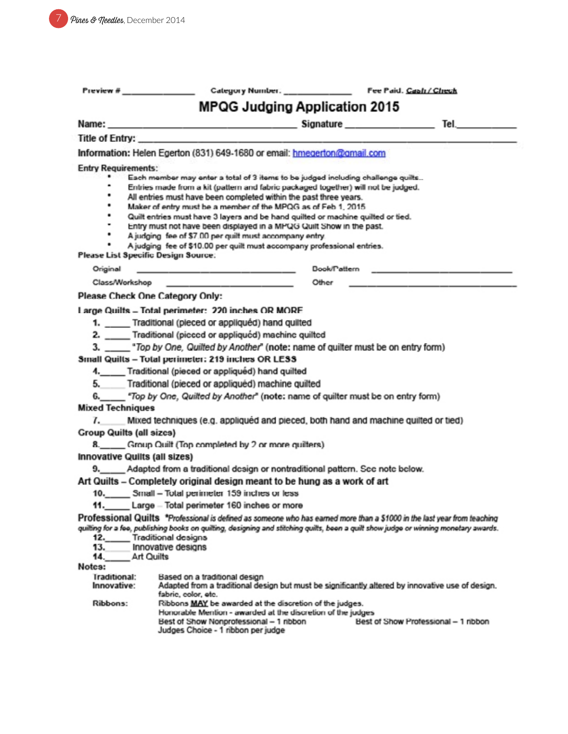Preview # _______________ Category Number: _______________ Fee Paid: Cash / Check

# MPQG Judging Application 2015

**Name:** ___________________________________ **Signature** _________________ **Tel.**____________

**Title of Entry:** ________________________________________________________________

**Information:** Helen Egerton (831) 649-1680 or email: hmegerton@gmail.com

**Entry Requirements:**

- Each member may enter a total of 3 items to be judged including challenge quilts..
- Entries made from a kit (pattern and fabric packaged together) will not be judged.
- All entries must have been completed within the past three years.
- Maker of entry must be a member of the MPQG as of Feb 1, 2015
- Quilt entries must have 3 layers and be hand quilted or machine quilted or tied.
- Entry must not have been displayed in a MPQG Quilt Show in the past.
- A judging fee of $7.00 per quilt must accompany entry
- A judging fee of $10.00 per quilt must accompany professional entries.

**Please List Specific Design Source:**

Original ______________________________ Book/Pattern ______________________________

Class/Workshop ______________________________ Other ______________________________

**Please Check One Category Only:**

**Large Quilts – Total perimeter: 220 inches OR MORE**

1. _____ Traditional (pieced or appliquéd) hand quilted
2. _____ Traditional (pieced or appliquéd) machine quilted
3. _____ "*Top by One, Quilted by Another*" (note: name of quilter must be on entry form)

**Small Quilts – Total perimeter: 219 inches OR LESS**

4. _____ Traditional (pieced or appliquéd) hand quilted
5. _____ Traditional (pieced or appliquéd) machine quilted
6. _____ "*Top by One, Quilted by Another*" (note: name of quilter must be on entry form)

**Mixed Techniques**

7. _____ Mixed techniques (e.g. appliquéd and pieced, both hand and machine quilted or tied)

**Group Quilts (all sizes)**

8. _____ Group Quilt (Top completed by 2 or more quilters)

**Innovative Quilts (all sizes)**

9. _____ Adapted from a traditional design or nontraditional pattern. See note below.

**Art Quilts – Completely original design meant to be hung as a work of art**

10. _____ Small – Total perimeter 159 inches or less
11. _____ Large – Total perimeter 160 inches or more

**Professional Quilts** *\*Professional is defined as someone who has earned more than a $1000 in the last year from teaching quilting for a fee, publishing books on quilting, designing and stitching quilts, been a quilt show judge or winning monetary awards.*

12. _____ Traditional designs
13. _____ Innovative designs
14. _____ Art Quilts

**Notes:**

Traditional: Based on a traditional design

Innovative: Adapted from a traditional design but must be significantly altered by innovative use of design, fabric, color, etc.

Ribbons: Ribbons **MAY** be awarded at the discretion of the judges.
Honorable Mention - awarded at the discretion of the judges
Best of Show Nonprofessional – 1 ribbon
Best of Show Professional – 1 ribbon
Judges Choice - 1 ribbon per judge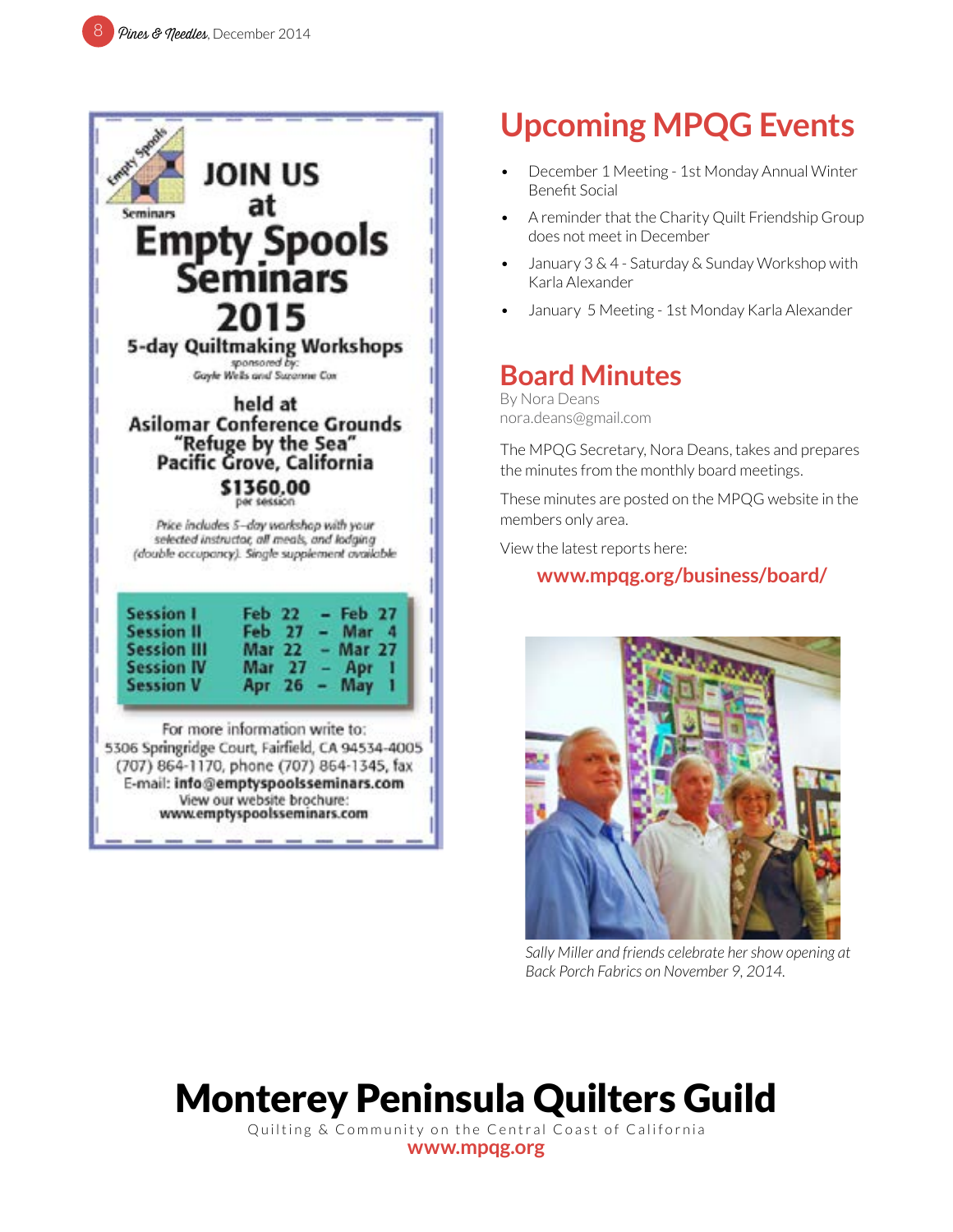# JOIN US at Empty Spools Seminars 2015

Empty Spools Seminars

## 5-day Quiltmaking Workshops

sponsored by:
Gayle Wells and Suzanne Cox

held at
**Asilomar Conference Grounds**
**"Refuge by the Sea"**
**Pacific Grove, California**

**$1360.00**
per session

*Price includes 5-day workshop with your selected instructor, all meals, and lodging (double occupancy). Single supplement available*

| Session | Dates |
|---|---|
| Session I | Feb 22 – Feb 27 |
| Session II | Feb 27 – Mar 4 |
| Session III | Mar 22 – Mar 27 |
| Session IV | Mar 27 – Apr 1 |
| Session V | Apr 26 – May 1 |

For more information write to:
5306 Springridge Court, Fairfield, CA 94534-4005
(707) 864-1170, phone (707) 864-1345, fax
E-mail: **info@emptyspoolsseminars.com**
View our website brochure:
**www.emptyspoolsseminars.com**

## Upcoming MPQG Events

- December 1 Meeting - 1st Monday Annual Winter Benefit Social
- A reminder that the Charity Quilt Friendship Group does not meet in December
- January 3 & 4 - Saturday & Sunday Workshop with Karla Alexander
- January 5 Meeting - 1st Monday Karla Alexander

## Board Minutes

By Nora Deans
nora.deans@gmail.com

The MPQG Secretary, Nora Deans, takes and prepares the minutes from the monthly board meetings.

These minutes are posted on the MPQG website in the members only area.

View the latest reports here:

**www.mpqg.org/business/board/**

*Sally Miller and friends celebrate her show opening at Back Porch Fabrics on November 9, 2014.*

# Monterey Peninsula Quilters Guild

Quilting & Community on the Central Coast of California
**www.mpqg.org**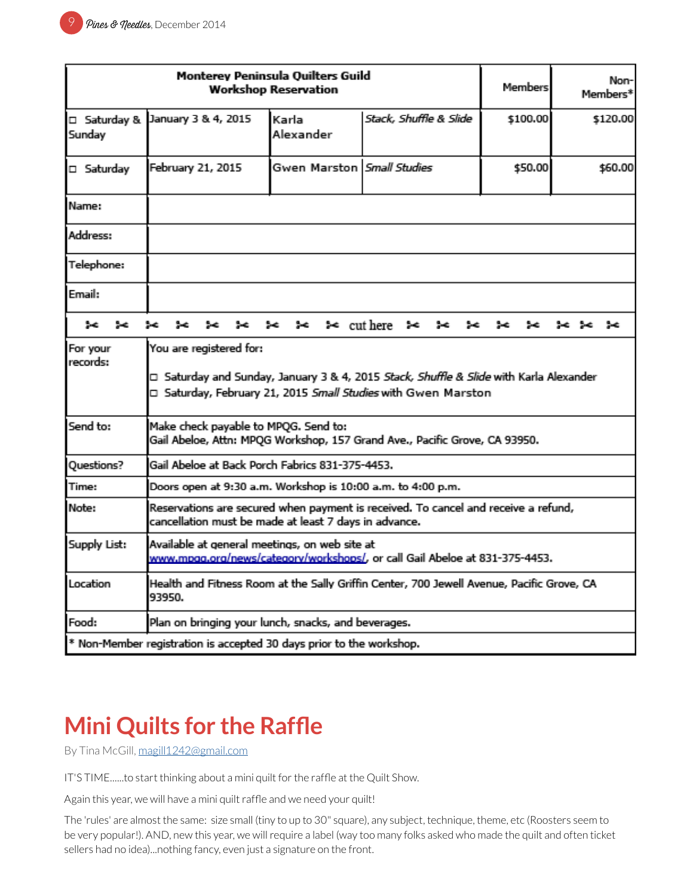| Monterey Peninsula Quilters Guild Workshop Reservation | | | | Members | Non-Members* |
|---|---|---|---|---|---|
| ☐ Saturday & Sunday | January 3 & 4, 2015 | Karla Alexander | *Stack, Shuffle & Slide* | $100.00 | $120.00 |
| ☐ Saturday | February 21, 2015 | Gwen Marston | *Small Studies* | $50.00 | $60.00 |
| Name: | | | | | |
| Address: | | | | | |
| Telephone: | | | | | |
| Email: | | | | | |
| ✂ ✂ ✂ ✂ ✂ ✂ ✂ ✂ ✂ cut here ✂ ✂ ✂ ✂ ✂ ✂ ✂ ✂ | | | | | |
| For your records: | You are registered for: ☐ Saturday and Sunday, January 3 & 4, 2015 *Stack, Shuffle & Slide* with Karla Alexander ☐ Saturday, February 21, 2015 *Small Studies* with Gwen Marston | | | | |
| Send to: | Make check payable to MPQG. Send to: Gail Abeloe, Attn: MPQG Workshop, 157 Grand Ave., Pacific Grove, CA 93950. | | | | |
| Questions? | Gail Abeloe at Back Porch Fabrics 831-375-4453. | | | | |
| Time: | Doors open at 9:30 a.m. Workshop is 10:00 a.m. to 4:00 p.m. | | | | |
| Note: | Reservations are secured when payment is received. To cancel and receive a refund, cancellation must be made at least 7 days in advance. | | | | |
| Supply List: | Available at general meetings, on web site at www.mpqg.org/news/category/workshops/, or call Gail Abeloe at 831-375-4453. | | | | |
| Location | Health and Fitness Room at the Sally Griffin Center, 700 Jewell Avenue, Pacific Grove, CA 93950. | | | | |
| Food: | Plan on bringing your lunch, snacks, and beverages. | | | | |
| * Non-Member registration is accepted 30 days prior to the workshop. | | | | | |

# Mini Quilts for the Raffle

By Tina McGill, magill1242@gmail.com

IT'S TIME......to start thinking about a mini quilt for the raffle at the Quilt Show.

Again this year, we will have a mini quilt raffle and we need your quilt!

The 'rules' are almost the same: size small (tiny to up to 30" square), any subject, technique, theme, etc (Roosters seem to be very popular!). AND, new this year, we will require a label (way too many folks asked who made the quilt and often ticket sellers had no idea)...nothing fancy, even just a signature on the front.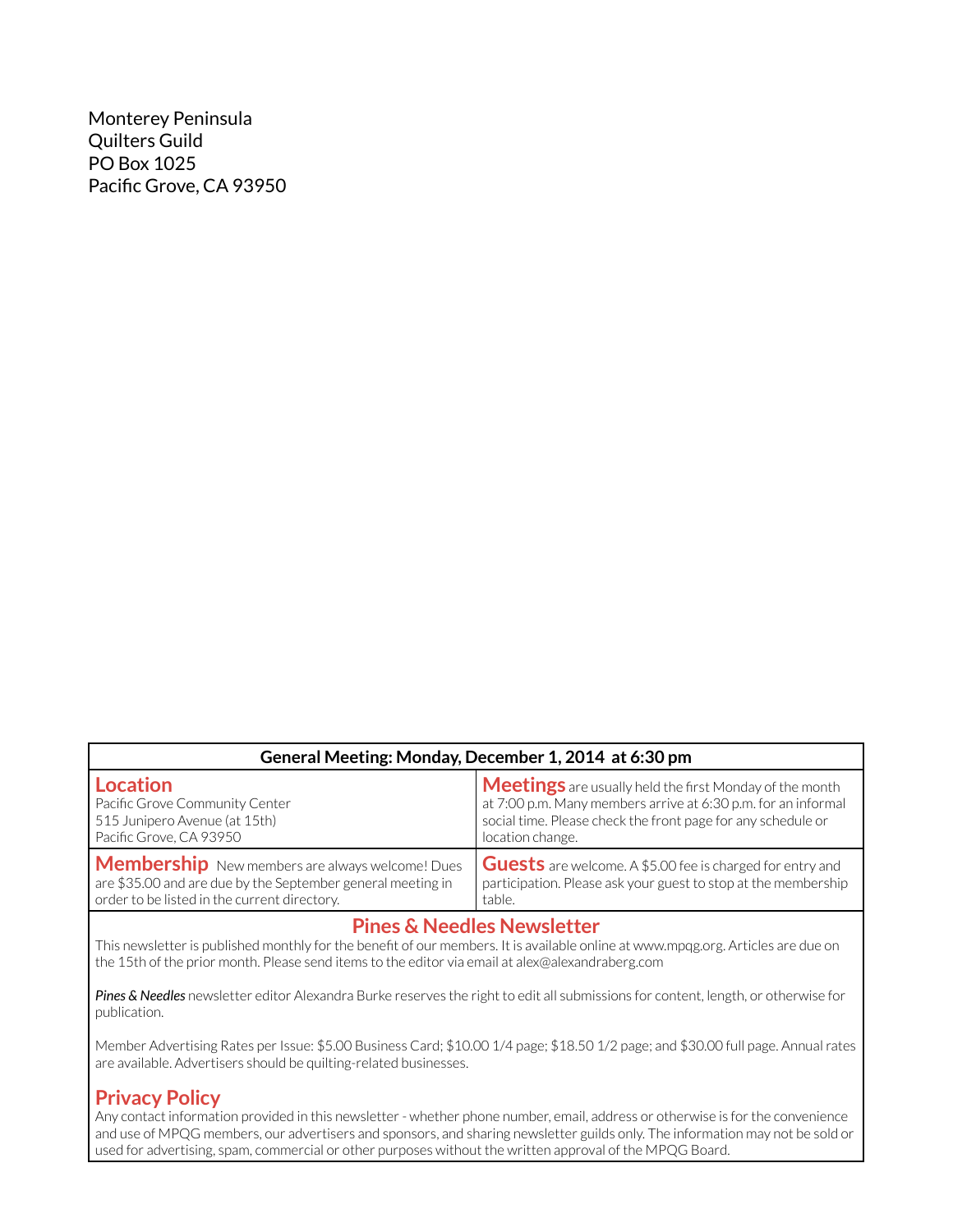Monterey Peninsula
Quilters Guild
PO Box 1025
Pacific Grove, CA 93950

**General Meeting: Monday, December 1, 2014 at 6:30 pm**

## Location

Pacific Grove Community Center
515 Junipero Avenue (at 15th)
Pacific Grove, CA 93950

**Meetings** are usually held the first Monday of the month at 7:00 p.m. Many members arrive at 6:30 p.m. for an informal social time. Please check the front page for any schedule or location change.

**Membership** New members are always welcome! Dues are $35.00 and are due by the September general meeting in order to be listed in the current directory.

**Guests** are welcome. A $5.00 fee is charged for entry and participation. Please ask your guest to stop at the membership table.

## Pines & Needles Newsletter

This newsletter is published monthly for the benefit of our members. It is available online at www.mpqg.org. Articles are due on the 15th of the prior month. Please send items to the editor via email at alex@alexandraberg.com

***Pines & Needles*** newsletter editor Alexandra Burke reserves the right to edit all submissions for content, length, or otherwise for publication.

Member Advertising Rates per Issue: $5.00 Business Card; $10.00 1/4 page; $18.50 1/2 page; and $30.00 full page. Annual rates are available. Advertisers should be quilting-related businesses.

## Privacy Policy

Any contact information provided in this newsletter - whether phone number, email, address or otherwise is for the convenience and use of MPQG members, our advertisers and sponsors, and sharing newsletter guilds only. The information may not be sold or used for advertising, spam, commercial or other purposes without the written approval of the MPQG Board.